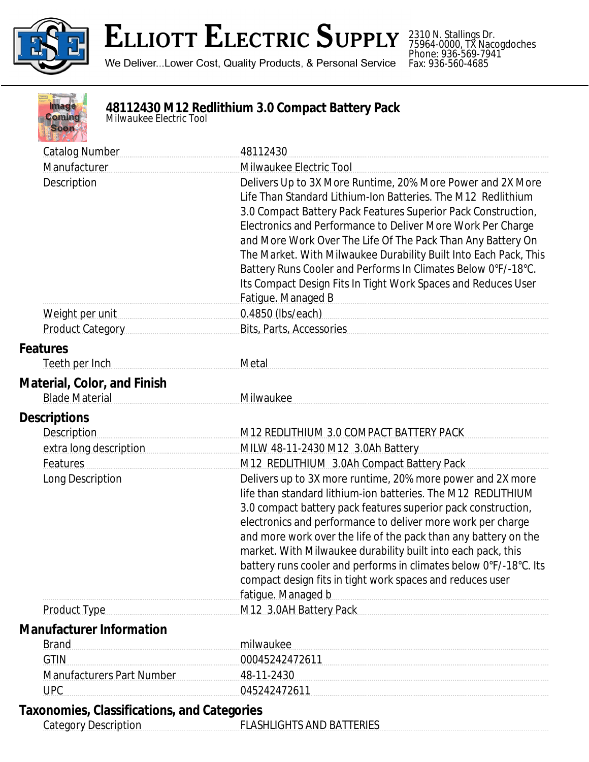# Elliott Electric Supply

We Deliver...Lower Cost, Quality Products, & Personal Service

2310 N. Stallings Dr.
75964-0000, TX Nacogdoches
Phone: 936-569-7941
Fax: 936-560-4685

## 48112430 M12 Redlithium 3.0 Compact Battery Pack

Milwaukee Electric Tool

| | |
|---|---|
| Catalog Number | 48112430 |
| Manufacturer | Milwaukee Electric Tool |
| Description | Delivers Up to 3X More Runtime, 20% More Power and 2X More Life Than Standard Lithium-Ion Batteries. The M12 Redlithium 3.0 Compact Battery Pack Features Superior Pack Construction, Electronics and Performance to Deliver More Work Per Charge and More Work Over The Life Of The Pack Than Any Battery On The Market. With Milwaukee Durability Built Into Each Pack, This Battery Runs Cooler and Performs In Climates Below 0°F/-18°C. Its Compact Design Fits In Tight Work Spaces and Reduces User Fatigue. Managed B |
| Weight per unit | 0.4850 (lbs/each) |
| Product Category | Bits, Parts, Accessories |

### Features

| | |
|---|---|
| Teeth per Inch | Metal |

### Material, Color, and Finish

| | |
|---|---|
| Blade Material | Milwaukee |

### Descriptions

| | |
|---|---|
| Description | M12 REDLITHIUM 3.0 COMPACT BATTERY PACK |
| extra long description | MILW 48-11-2430 M12 3.0Ah Battery |
| Features | M12 REDLITHIUM 3.0Ah Compact Battery Pack |
| Long Description | Delivers up to 3X more runtime, 20% more power and 2X more life than standard lithium-ion batteries. The M12 REDLITHIUM 3.0 compact battery pack features superior pack construction, electronics and performance to deliver more work per charge and more work over the life of the pack than any battery on the market. With Milwaukee durability built into each pack, this battery runs cooler and performs in climates below 0°F/-18°C. Its compact design fits in tight work spaces and reduces user fatigue. Managed b |
| Product Type | M12 3.0AH Battery Pack |

### Manufacturer Information

| | |
|---|---|
| Brand | milwaukee |
| GTIN | 00045242472611 |
| Manufacturers Part Number | 48-11-2430 |
| UPC | 045242472611 |

### Taxonomies, Classifications, and Categories

| | |
|---|---|
| Category Description | FLASHLIGHTS AND BATTERIES |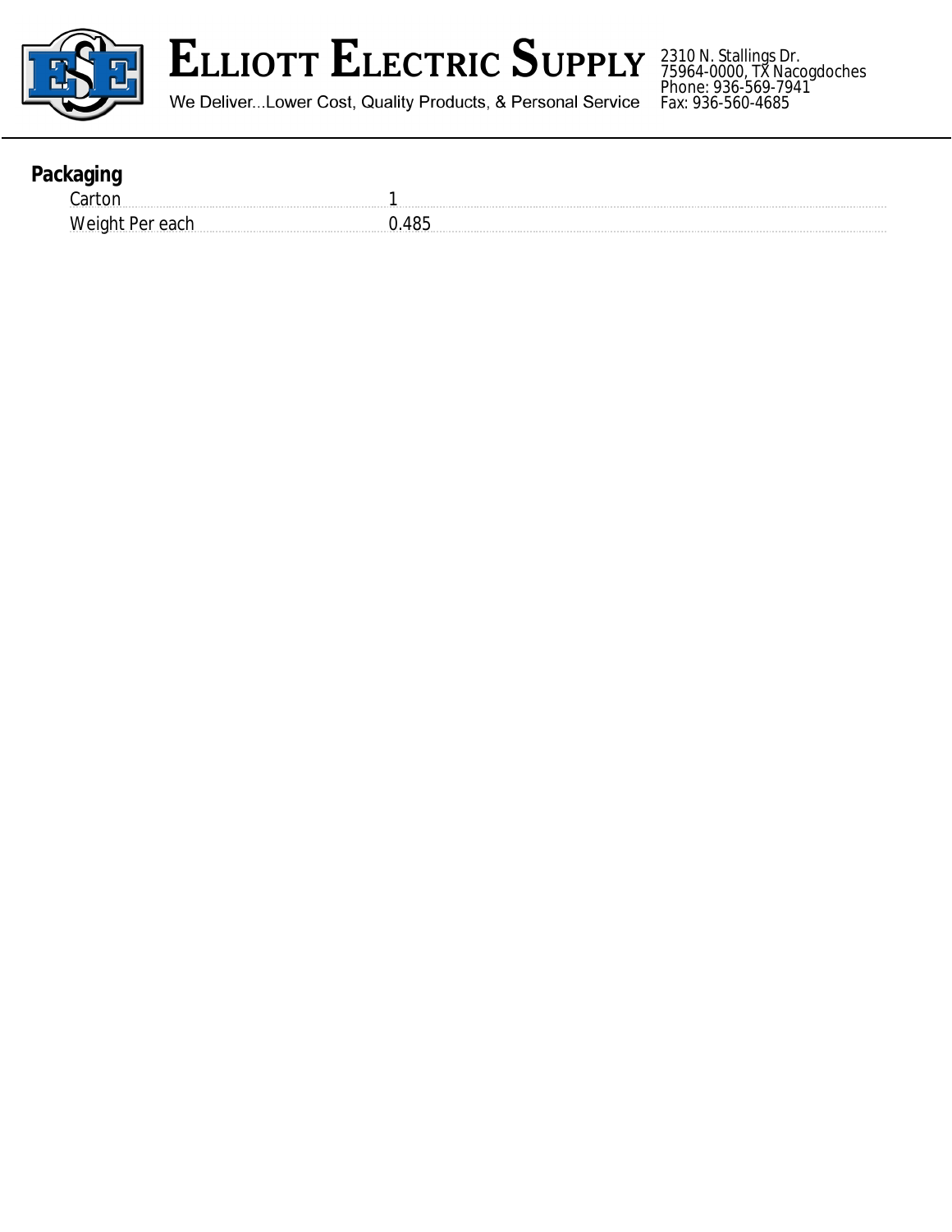## Packaging

| | |
|---|---|
| Carton | 1 |
| Weight Per each | 0.485 |